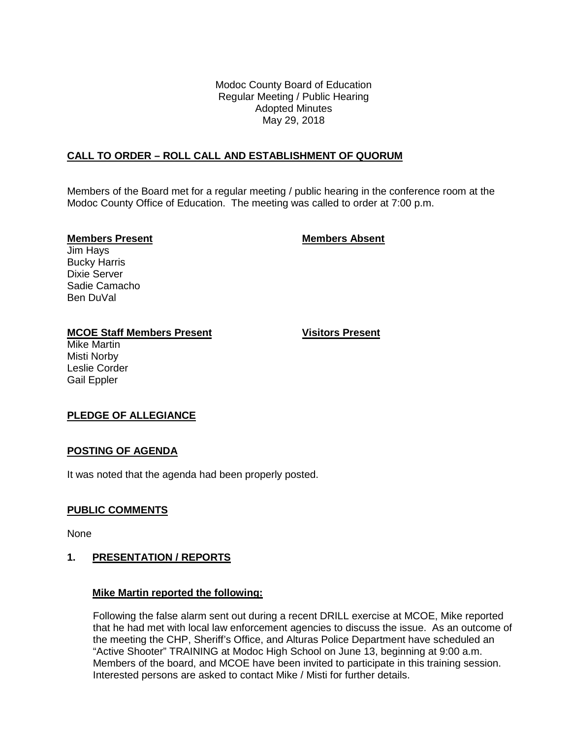Modoc County Board of Education
Regular Meeting / Public Hearing
Adopted Minutes
May 29, 2018

## CALL TO ORDER – ROLL CALL AND ESTABLISHMENT OF QUORUM

Members of the Board met for a regular meeting / public hearing in the conference room at the Modoc County Office of Education. The meeting was called to order at 7:00 p.m.

| **Members Present** | **Members Absent** |
|---|---|
| Jim Hays | |
| Bucky Harris | |
| Dixie Server | |
| Sadie Camacho | |
| Ben DuVal | |

| **MCOE Staff Members Present** | **Visitors Present** |
|---|---|
| Mike Martin | |
| Misti Norby | |
| Leslie Corder | |
| Gail Eppler | |

## PLEDGE OF ALLEGIANCE

## POSTING OF AGENDA

It was noted that the agenda had been properly posted.

## PUBLIC COMMENTS

None

## 1. PRESENTATION / REPORTS

### Mike Martin reported the following:

Following the false alarm sent out during a recent DRILL exercise at MCOE, Mike reported that he had met with local law enforcement agencies to discuss the issue. As an outcome of the meeting the CHP, Sheriff's Office, and Alturas Police Department have scheduled an "Active Shooter" TRAINING at Modoc High School on June 13, beginning at 9:00 a.m. Members of the board, and MCOE have been invited to participate in this training session. Interested persons are asked to contact Mike / Misti for further details.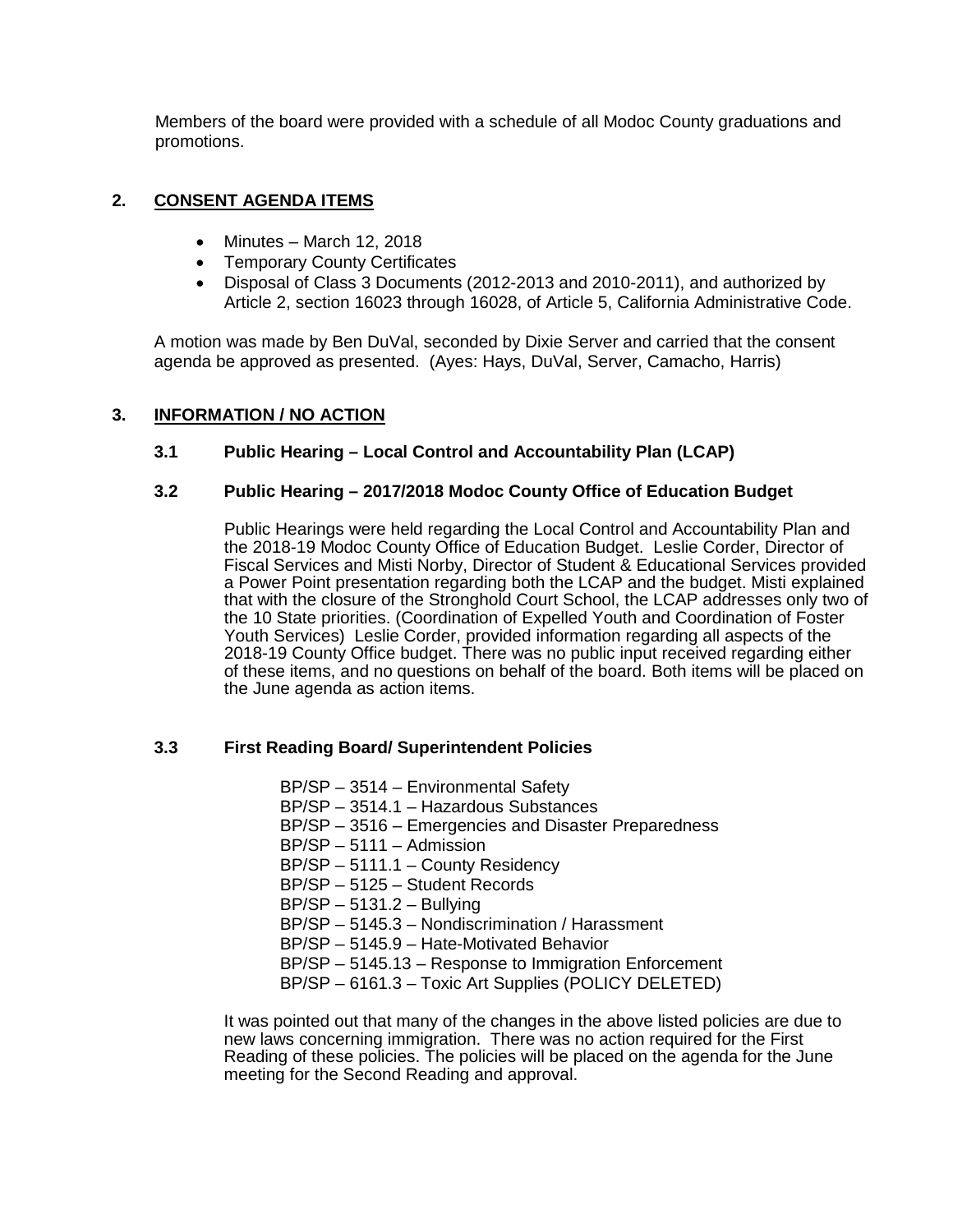Members of the board were provided with a schedule of all Modoc County graduations and promotions.

## 2. CONSENT AGENDA ITEMS

- Minutes – March 12, 2018
- Temporary County Certificates
- Disposal of Class 3 Documents (2012-2013 and 2010-2011), and authorized by Article 2, section 16023 through 16028, of Article 5, California Administrative Code.

A motion was made by Ben DuVal, seconded by Dixie Server and carried that the consent agenda be approved as presented. (Ayes: Hays, DuVal, Server, Camacho, Harris)

## 3. INFORMATION / NO ACTION

### 3.1 Public Hearing – Local Control and Accountability Plan (LCAP)

### 3.2 Public Hearing – 2017/2018 Modoc County Office of Education Budget

Public Hearings were held regarding the Local Control and Accountability Plan and the 2018-19 Modoc County Office of Education Budget. Leslie Corder, Director of Fiscal Services and Misti Norby, Director of Student & Educational Services provided a Power Point presentation regarding both the LCAP and the budget. Misti explained that with the closure of the Stronghold Court School, the LCAP addresses only two of the 10 State priorities. (Coordination of Expelled Youth and Coordination of Foster Youth Services) Leslie Corder, provided information regarding all aspects of the 2018-19 County Office budget. There was no public input received regarding either of these items, and no questions on behalf of the board. Both items will be placed on the June agenda as action items.

### 3.3 First Reading Board/ Superintendent Policies

BP/SP – 3514 – Environmental Safety
BP/SP – 3514.1 – Hazardous Substances
BP/SP – 3516 – Emergencies and Disaster Preparedness
BP/SP – 5111 – Admission
BP/SP – 5111.1 – County Residency
BP/SP – 5125 – Student Records
BP/SP – 5131.2 – Bullying
BP/SP – 5145.3 – Nondiscrimination / Harassment
BP/SP – 5145.9 – Hate-Motivated Behavior
BP/SP – 5145.13 – Response to Immigration Enforcement
BP/SP – 6161.3 – Toxic Art Supplies (POLICY DELETED)

It was pointed out that many of the changes in the above listed policies are due to new laws concerning immigration. There was no action required for the First Reading of these policies. The policies will be placed on the agenda for the June meeting for the Second Reading and approval.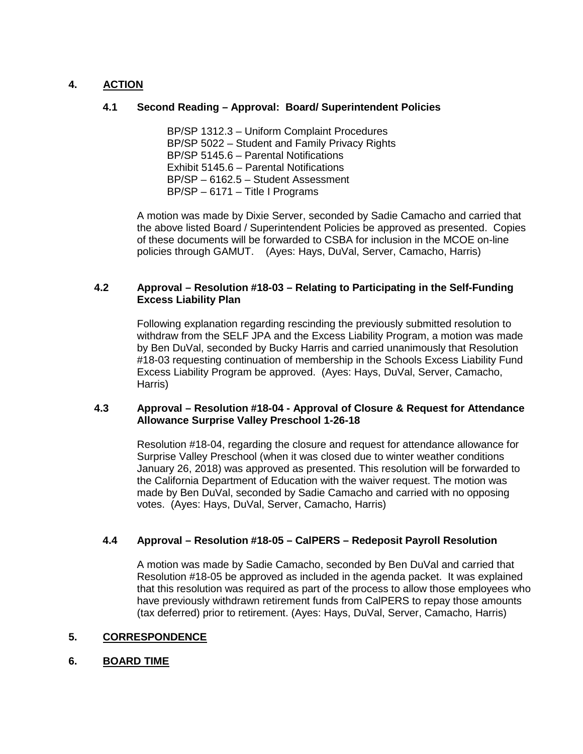## 4. ACTION

### 4.1 Second Reading – Approval: Board/ Superintendent Policies

BP/SP 1312.3 – Uniform Complaint Procedures
BP/SP 5022 – Student and Family Privacy Rights
BP/SP 5145.6 – Parental Notifications
Exhibit 5145.6 – Parental Notifications
BP/SP – 6162.5 – Student Assessment
BP/SP – 6171 – Title I Programs

A motion was made by Dixie Server, seconded by Sadie Camacho and carried that the above listed Board / Superintendent Policies be approved as presented. Copies of these documents will be forwarded to CSBA for inclusion in the MCOE on-line policies through GAMUT. (Ayes: Hays, DuVal, Server, Camacho, Harris)

### 4.2 Approval – Resolution #18-03 – Relating to Participating in the Self-Funding Excess Liability Plan

Following explanation regarding rescinding the previously submitted resolution to withdraw from the SELF JPA and the Excess Liability Program, a motion was made by Ben DuVal, seconded by Bucky Harris and carried unanimously that Resolution #18-03 requesting continuation of membership in the Schools Excess Liability Fund Excess Liability Program be approved. (Ayes: Hays, DuVal, Server, Camacho, Harris)

### 4.3 Approval – Resolution #18-04 - Approval of Closure & Request for Attendance Allowance Surprise Valley Preschool 1-26-18

Resolution #18-04, regarding the closure and request for attendance allowance for Surprise Valley Preschool (when it was closed due to winter weather conditions January 26, 2018) was approved as presented. This resolution will be forwarded to the California Department of Education with the waiver request. The motion was made by Ben DuVal, seconded by Sadie Camacho and carried with no opposing votes. (Ayes: Hays, DuVal, Server, Camacho, Harris)

### 4.4 Approval – Resolution #18-05 – CalPERS – Redeposit Payroll Resolution

A motion was made by Sadie Camacho, seconded by Ben DuVal and carried that Resolution #18-05 be approved as included in the agenda packet. It was explained that this resolution was required as part of the process to allow those employees who have previously withdrawn retirement funds from CalPERS to repay those amounts (tax deferred) prior to retirement. (Ayes: Hays, DuVal, Server, Camacho, Harris)

## 5. CORRESPONDENCE

## 6. BOARD TIME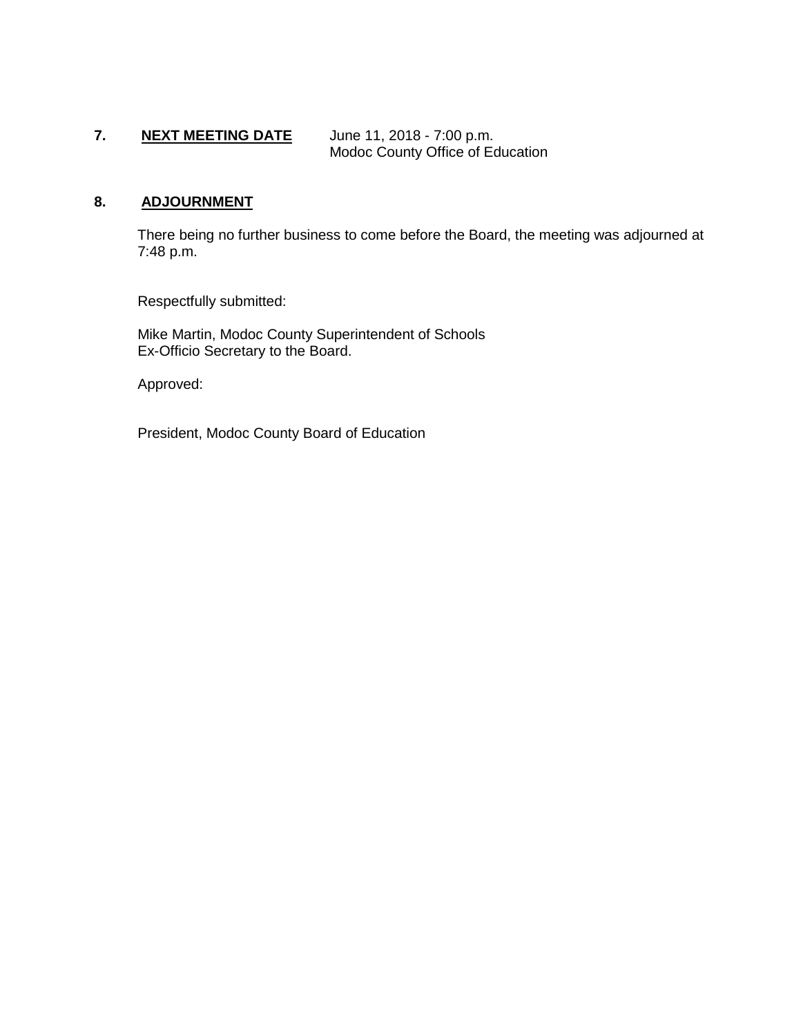**7.** **NEXT MEETING DATE** June 11, 2018 - 7:00 p.m.
Modoc County Office of Education

**8.** **ADJOURNMENT**

There being no further business to come before the Board, the meeting was adjourned at 7:48 p.m.

Respectfully submitted:

Mike Martin, Modoc County Superintendent of Schools
Ex-Officio Secretary to the Board.

Approved:

President, Modoc County Board of Education